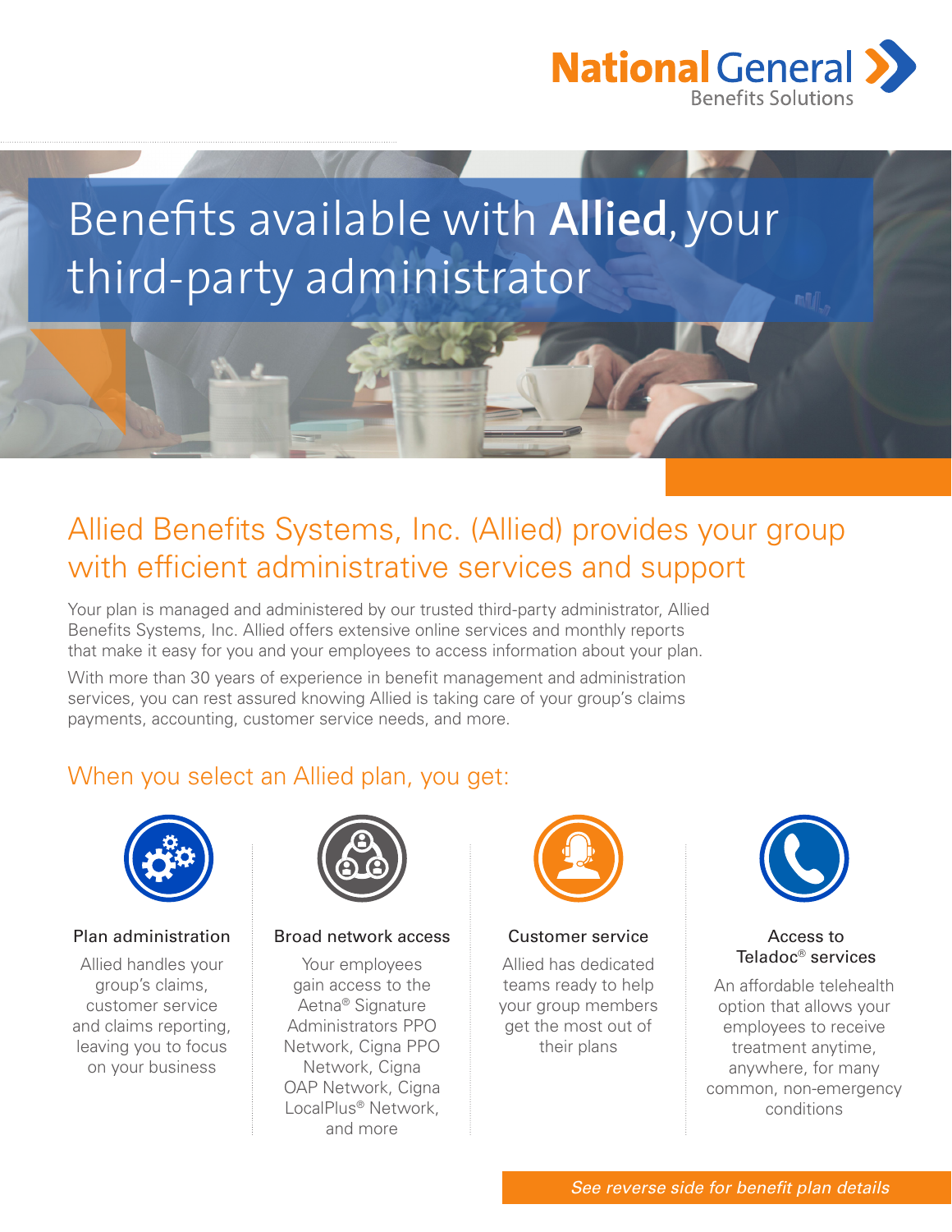National General Benefits Solutions

# Benefits available with **Allied**, your third-party administrator

## Allied Benefits Systems, Inc. (Allied) provides your group with efficient administrative services and support

Your plan is managed and administered by our trusted third-party administrator, Allied Benefits Systems, Inc. Allied offers extensive online services and monthly reports that make it easy for you and your employees to access information about your plan.

With more than 30 years of experience in benefit management and administration services, you can rest assured knowing Allied is taking care of your group's claims payments, accounting, customer service needs, and more.

## When you select an Allied plan, you get:

### Plan administration

Allied handles your group's claims, customer service and claims reporting, leaving you to focus on your business

### Broad network access

Your employees gain access to the Aetna® Signature Administrators PPO Network, Cigna PPO Network, Cigna OAP Network, Cigna LocalPlus® Network, and more

### Customer service

Allied has dedicated teams ready to help your group members get the most out of their plans

### Access to Teladoc® services

An affordable telehealth option that allows your employees to receive treatment anytime, anywhere, for many common, non-emergency conditions

*See reverse side for benefit plan details*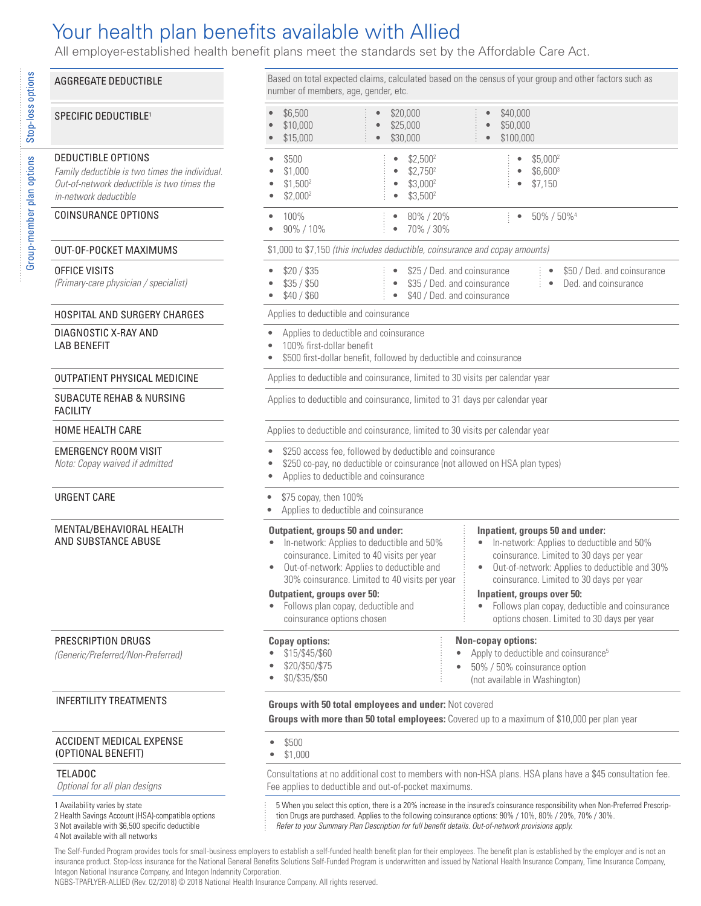# Your health plan benefits available with Allied

All employer-established health benefit plans meet the standards set by the Affordable Care Act.

## Stop-loss options

| | |
|---|---|
| AGGREGATE DEDUCTIBLE | Based on total expected claims, calculated based on the census of your group and other factors such as number of members, age, gender, etc. |
| SPECIFIC DEDUCTIBLE[1] | • $6,500 • $10,000 • $15,000 • $20,000 • $25,000 • $30,000 • $40,000 • $50,000 • $100,000 |

## Group-member plan options

| | |
|---|---|
| DEDUCTIBLE OPTIONS *Family deductible is two times the individual. Out-of-network deductible is two times the in-network deductible* | • $500 • $1,000 • $1,500[2] • $2,000[2] • $2,500[2] • $2,750[2] • $3,000[2] • $3,500[2] • $5,000[2] • $6,600[3] • $7,150 |
| COINSURANCE OPTIONS | • 100% • 90% / 10% • 80% / 20% • 70% / 30% • 50% / 50%[4] |
| OUT-OF-POCKET MAXIMUMS | $1,000 to $7,150 *(this includes deductible, coinsurance and copay amounts)* |
| OFFICE VISITS *(Primary-care physician / specialist)* | • $20 / $35 • $35 / $50 • $40 / $60 • $25 / Ded. and coinsurance • $35 / Ded. and coinsurance • $40 / Ded. and coinsurance • $50 / Ded. and coinsurance • Ded. and coinsurance |
| HOSPITAL AND SURGERY CHARGES | Applies to deductible and coinsurance |
| DIAGNOSTIC X-RAY AND LAB BENEFIT | • Applies to deductible and coinsurance • 100% first-dollar benefit • $500 first-dollar benefit, followed by deductible and coinsurance |
| OUTPATIENT PHYSICAL MEDICINE | Applies to deductible and coinsurance, limited to 30 visits per calendar year |
| SUBACUTE REHAB & NURSING FACILITY | Applies to deductible and coinsurance, limited to 31 days per calendar year |
| HOME HEALTH CARE | Applies to deductible and coinsurance, limited to 30 visits per calendar year |
| EMERGENCY ROOM VISIT *Note: Copay waived if admitted* | • $250 access fee, followed by deductible and coinsurance • $250 co-pay, no deductible or coinsurance (not allowed on HSA plan types) • Applies to deductible and coinsurance |
| URGENT CARE | • $75 copay, then 100% • Applies to deductible and coinsurance |
| MENTAL/BEHAVIORAL HEALTH AND SUBSTANCE ABUSE | **Outpatient, groups 50 and under:** • In-network: Applies to deductible and 50% coinsurance. Limited to 40 visits per year • Out-of-network: Applies to deductible and 30% coinsurance. Limited to 40 visits per year **Outpatient, groups over 50:** • Follows plan copay, deductible and coinsurance options chosen **Inpatient, groups 50 and under:** • In-network: Applies to deductible and 50% coinsurance. Limited to 30 days per year • Out-of-network: Applies to deductible and 30% coinsurance. Limited to 30 days per year **Inpatient, groups over 50:** • Follows plan copay, deductible and coinsurance options chosen. Limited to 30 days per year |
| PRESCRIPTION DRUGS *(Generic/Preferred/Non-Preferred)* | **Copay options:** • $15/$45/$60 • $20/$50/$75 • $0/$35/$50 **Non-copay options:** • Apply to deductible and coinsurance[5] • 50% / 50% coinsurance option (not available in Washington) |
| INFERTILITY TREATMENTS | **Groups with 50 total employees and under:** Not covered **Groups with more than 50 total employees:** Covered up to a maximum of $10,000 per plan year |
| ACCIDENT MEDICAL EXPENSE (OPTIONAL BENEFIT) | • $500 • $1,000 |
| TELADOC *Optional for all plan designs* | Consultations at no additional cost to members with non-HSA plans. HSA plans have a $45 consultation fee. Fee applies to deductible and out-of-pocket maximums. |

1 Availability varies by state
2 Health Savings Account (HSA)-compatible options
3 Not available with $6,500 specific deductible
4 Not available with all networks

5 When you select this option, there is a 20% increase in the insured's coinsurance responsibility when Non-Preferred Prescription Drugs are purchased. Applies to the following coinsurance options: 90% / 10%, 80% / 20%, 70% / 30%.
*Refer to your Summary Plan Description for full benefit details. Out-of-network provisions apply.*

The Self-Funded Program provides tools for small-business employers to establish a self-funded health benefit plan for their employees. The benefit plan is established by the employer and is not an insurance product. Stop-loss insurance for the National General Benefits Solutions Self-Funded Program is underwritten and issued by National Health Insurance Company, Time Insurance Company, Integon National Insurance Company, and Integon Indemnity Corporation.

NGBS-TPAFLYER-ALLIED (Rev. 02/2018) © 2018 National Health Insurance Company. All rights reserved.